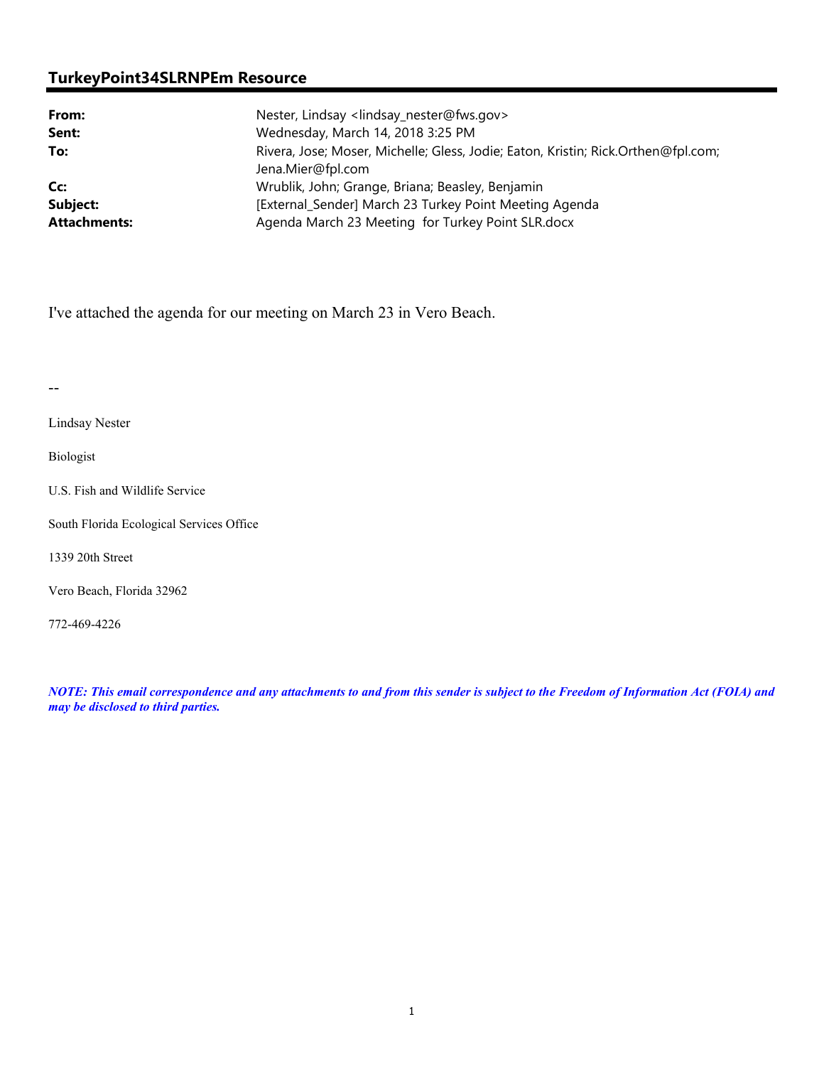## TurkeyPoint34SLRNPEm Resource

| | |
|---|---|
| **From:** | Nester, Lindsay <lindsay_nester@fws.gov> |
| **Sent:** | Wednesday, March 14, 2018 3:25 PM |
| **To:** | Rivera, Jose; Moser, Michelle; Gless, Jodie; Eaton, Kristin; Rick.Orthen@fpl.com; Jena.Mier@fpl.com |
| **Cc:** | Wrublik, John; Grange, Briana; Beasley, Benjamin |
| **Subject:** | [External_Sender] March 23 Turkey Point Meeting Agenda |
| **Attachments:** | Agenda March 23 Meeting for Turkey Point SLR.docx |

I've attached the agenda for our meeting on March 23 in Vero Beach.

--

Lindsay Nester

Biologist

U.S. Fish and Wildlife Service

South Florida Ecological Services Office

1339 20th Street

Vero Beach, Florida 32962

772-469-4226

***NOTE: This email correspondence and any attachments to and from this sender is subject to the Freedom of Information Act (FOIA) and may be disclosed to third parties.***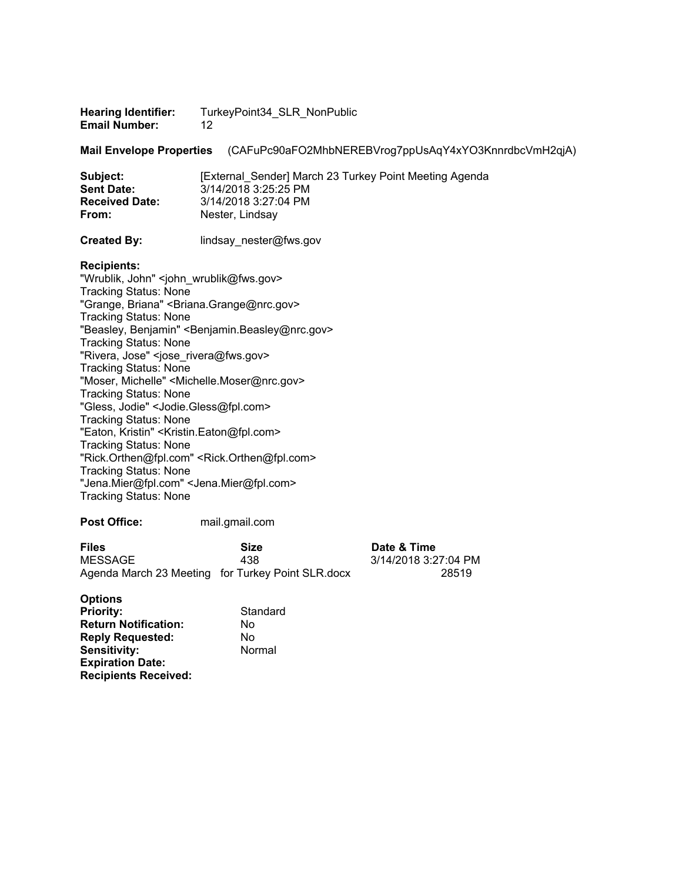**Hearing Identifier:** TurkeyPoint34_SLR_NonPublic
**Email Number:** 12

**Mail Envelope Properties** (CAFuPc90aFO2MhbNEREBVrog7ppUsAqY4xYO3KnnrdbcVmH2qjA)

**Subject:** [External_Sender] March 23 Turkey Point Meeting Agenda
**Sent Date:** 3/14/2018 3:25:25 PM
**Received Date:** 3/14/2018 3:27:04 PM
**From:** Nester, Lindsay

**Created By:** lindsay_nester@fws.gov

**Recipients:**
"Wrublik, John" <john_wrublik@fws.gov>
Tracking Status: None
"Grange, Briana" <Briana.Grange@nrc.gov>
Tracking Status: None
"Beasley, Benjamin" <Benjamin.Beasley@nrc.gov>
Tracking Status: None
"Rivera, Jose" <jose_rivera@fws.gov>
Tracking Status: None
"Moser, Michelle" <Michelle.Moser@nrc.gov>
Tracking Status: None
"Gless, Jodie" <Jodie.Gless@fpl.com>
Tracking Status: None
"Eaton, Kristin" <Kristin.Eaton@fpl.com>
Tracking Status: None
"Rick.Orthen@fpl.com" <Rick.Orthen@fpl.com>
Tracking Status: None
"Jena.Mier@fpl.com" <Jena.Mier@fpl.com>
Tracking Status: None

**Post Office:** mail.gmail.com

| **Files** | **Size** | **Date & Time** |
|---|---|---|
| MESSAGE | 438 | 3/14/2018 3:27:04 PM |
| Agenda March 23 Meeting for Turkey Point SLR.docx | 28519 | |

**Options**
**Priority:** Standard
**Return Notification:** No
**Reply Requested:** No
**Sensitivity:** Normal
**Expiration Date:**
**Recipients Received:**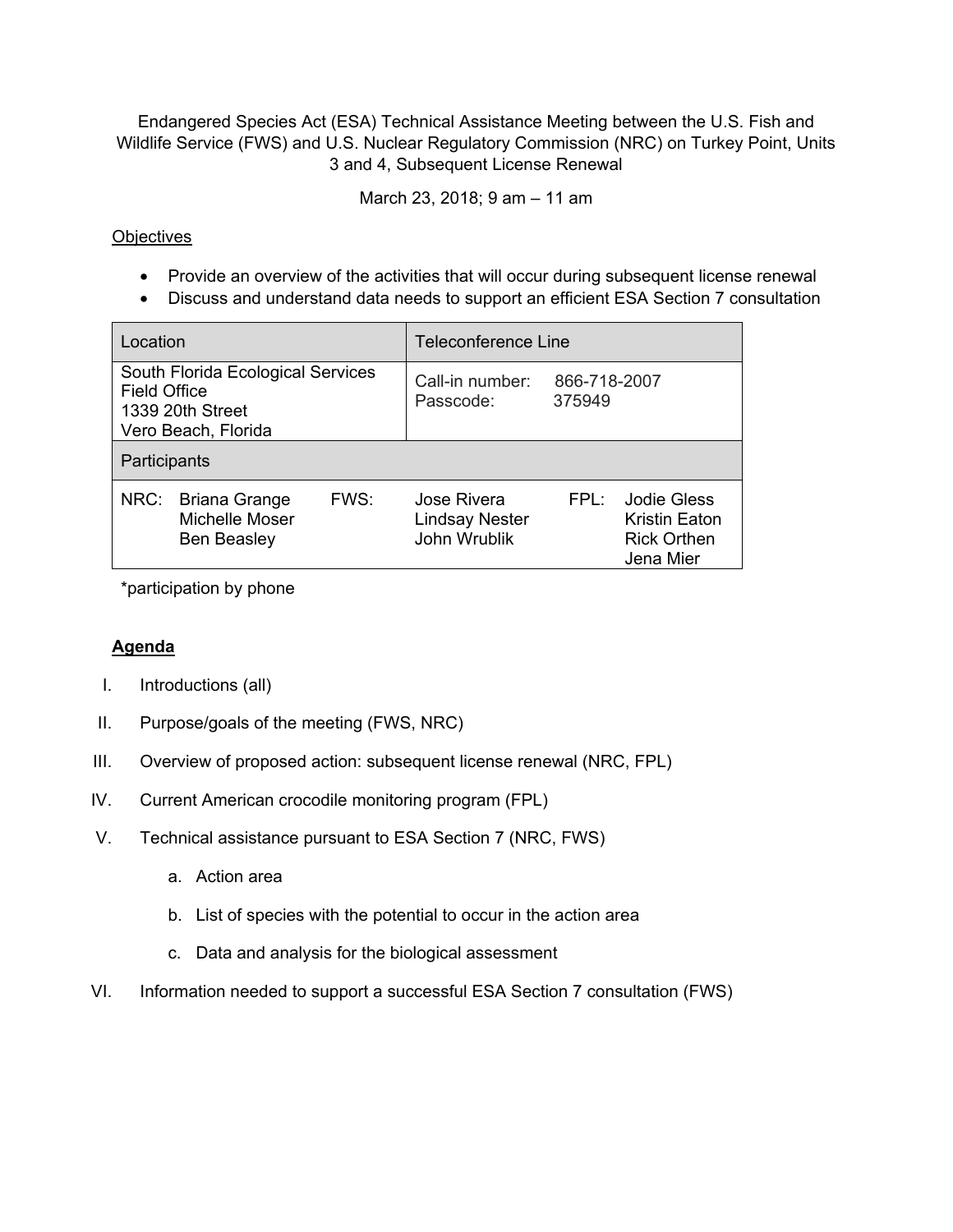Endangered Species Act (ESA) Technical Assistance Meeting between the U.S. Fish and Wildlife Service (FWS) and U.S. Nuclear Regulatory Commission (NRC) on Turkey Point, Units 3 and 4, Subsequent License Renewal

March 23, 2018; 9 am – 11 am

Objectives

- Provide an overview of the activities that will occur during subsequent license renewal
- Discuss and understand data needs to support an efficient ESA Section 7 consultation

| Location | Teleconference Line |
|---|---|
| South Florida Ecological Services Field Office<br>1339 20th Street<br>Vero Beach, Florida | Call-in number: 866-718-2007<br>Passcode: 375949 |
| Participants | |
| NRC: Briana Grange, Michelle Moser, Ben Beasley<br>FWS: Jose Rivera, Lindsay Nester, John Wrublik | FPL: Jodie Gless, Kristin Eaton, Rick Orthen, Jena Mier |

*participation by phone

**Agenda**

I. Introductions (all)

II. Purpose/goals of the meeting (FWS, NRC)

III. Overview of proposed action: subsequent license renewal (NRC, FPL)

IV. Current American crocodile monitoring program (FPL)

V. Technical assistance pursuant to ESA Section 7 (NRC, FWS)

   a. Action area

   b. List of species with the potential to occur in the action area

   c. Data and analysis for the biological assessment

VI. Information needed to support a successful ESA Section 7 consultation (FWS)